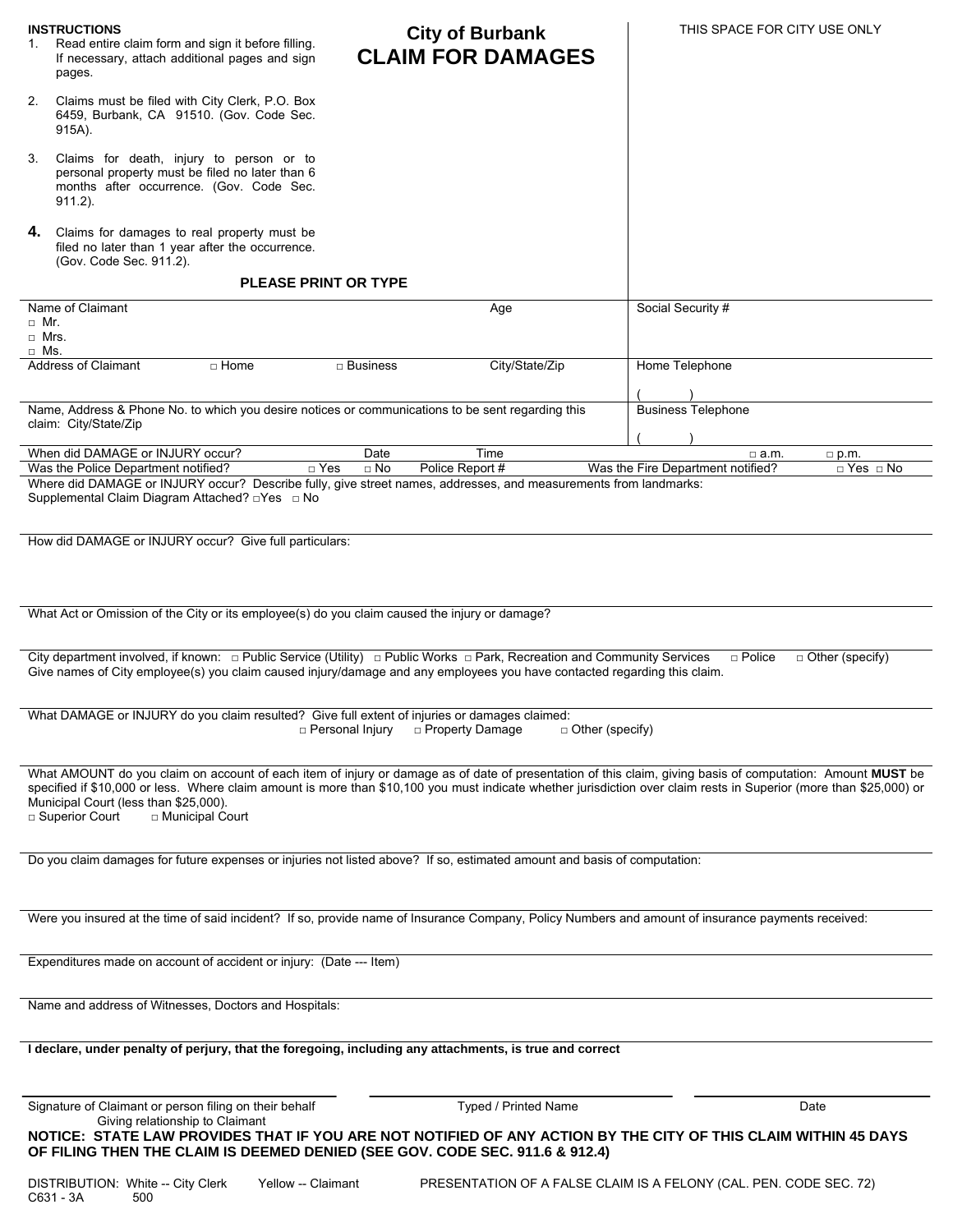# City of Burbank
## CLAIM FOR DAMAGES

**INSTRUCTIONS**

1. Read entire claim form and sign it before filling. If necessary, attach additional pages and sign pages.
2. Claims must be filed with City Clerk, P.O. Box 6459, Burbank, CA 91510. (Gov. Code Sec. 915A).
3. Claims for death, injury to person or to personal property must be filed no later than 6 months after occurrence. (Gov. Code Sec. 911.2).
4. Claims for damages to real property must be filed no later than 1 year after the occurrence. (Gov. Code Sec. 911.2).

THIS SPACE FOR CITY USE ONLY

**PLEASE PRINT OR TYPE**

| Name of Claimant<br>□ Mr.<br>□ Mrs.<br>□ Ms. | | | Age | Social Security # |
|---|---|---|---|---|
| Address of Claimant | □ Home | □ Business | City/State/Zip | Home Telephone<br>( ) |
| Name, Address & Phone No. to which you desire notices or communications to be sent regarding this claim: City/State/Zip | | | | Business Telephone<br>( ) |

When did DAMAGE or INJURY occur? Date Time □ a.m. □ p.m.

Was the Police Department notified? □ Yes □ No Police Report # Was the Fire Department notified? □ Yes □ No

Where did DAMAGE or INJURY occur? Describe fully, give street names, addresses, and measurements from landmarks:
Supplemental Claim Diagram Attached? □Yes □ No

How did DAMAGE or INJURY occur? Give full particulars:

What Act or Omission of the City or its employee(s) do you claim caused the injury or damage?

City department involved, if known: □ Public Service (Utility) □ Public Works □ Park, Recreation and Community Services □ Police □ Other (specify)
Give names of City employee(s) you claim caused injury/damage and any employees you have contacted regarding this claim.

What DAMAGE or INJURY do you claim resulted? Give full extent of injuries or damages claimed:
□ Personal Injury □ Property Damage □ Other (specify)

What AMOUNT do you claim on account of each item of injury or damage as of date of presentation of this claim, giving basis of computation: Amount **MUST** be specified if $10,000 or less. Where claim amount is more than $10,100 you must indicate whether jurisdiction over claim rests in Superior (more than $25,000) or Municipal Court (less than $25,000).
□ Superior Court □ Municipal Court

Do you claim damages for future expenses or injuries not listed above? If so, estimated amount and basis of computation:

Were you insured at the time of said incident? If so, provide name of Insurance Company, Policy Numbers and amount of insurance payments received:

Expenditures made on account of accident or injury: (Date --- Item)

Name and address of Witnesses, Doctors and Hospitals:

**I declare, under penalty of perjury, that the foregoing, including any attachments, is true and correct**

| Signature of Claimant or person filing on their behalf<br>Giving relationship to Claimant | Typed / Printed Name | Date |
|---|---|---|

**NOTICE: STATE LAW PROVIDES THAT IF YOU ARE NOT NOTIFIED OF ANY ACTION BY THE CITY OF THIS CLAIM WITHIN 45 DAYS OF FILING THEN THE CLAIM IS DEEMED DENIED (SEE GOV. CODE SEC. 911.6 & 912.4)**

DISTRIBUTION: White -- City Clerk Yellow -- Claimant PRESENTATION OF A FALSE CLAIM IS A FELONY (CAL. PEN. CODE SEC. 72)
C631 - 3A 500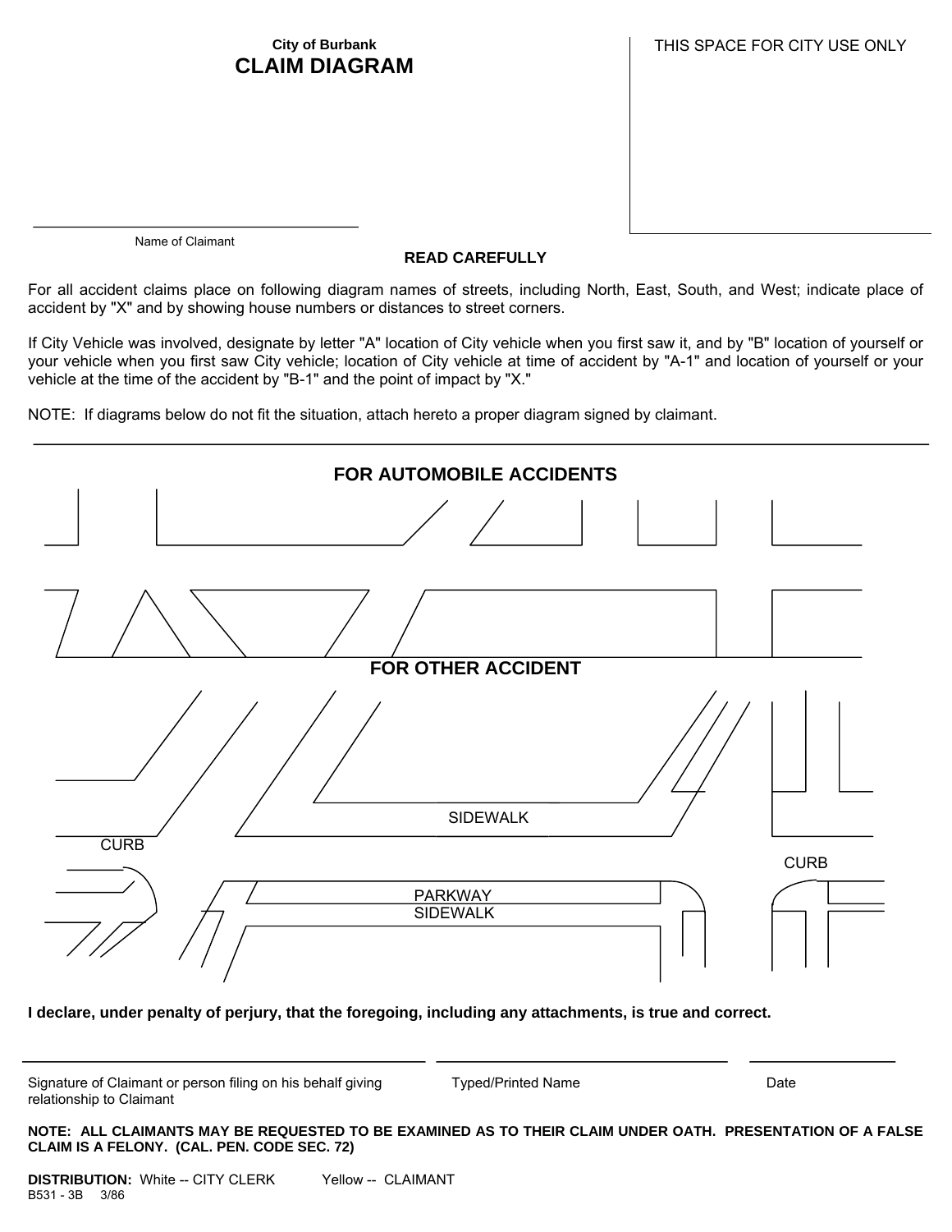City of Burbank

# CLAIM DIAGRAM

THIS SPACE FOR CITY USE ONLY

Name of Claimant

**READ CAREFULLY**

For all accident claims place on following diagram names of streets, including North, East, South, and West; indicate place of accident by "X" and by showing house numbers or distances to street corners.

If City Vehicle was involved, designate by letter "A" location of City vehicle when you first saw it, and by "B" location of yourself or your vehicle when you first saw City vehicle; location of City vehicle at time of accident by "A-1" and location of yourself or your vehicle at the time of the accident by "B-1" and the point of impact by "X."

NOTE: If diagrams below do not fit the situation, attach hereto a proper diagram signed by claimant.

## FOR AUTOMOBILE ACCIDENTS

## FOR OTHER ACCIDENT

SIDEWALK

CURB

CURB

PARKWAY

SIDEWALK

**I declare, under penalty of perjury, that the foregoing, including any attachments, is true and correct.**

Signature of Claimant or person filing on his behalf giving relationship to Claimant

Typed/Printed Name

Date

**NOTE: ALL CLAIMANTS MAY BE REQUESTED TO BE EXAMINED AS TO THEIR CLAIM UNDER OATH. PRESENTATION OF A FALSE CLAIM IS A FELONY. (CAL. PEN. CODE SEC. 72)**

**DISTRIBUTION:** White -- CITY CLERK Yellow -- CLAIMANT

B531 - 3B 3/86